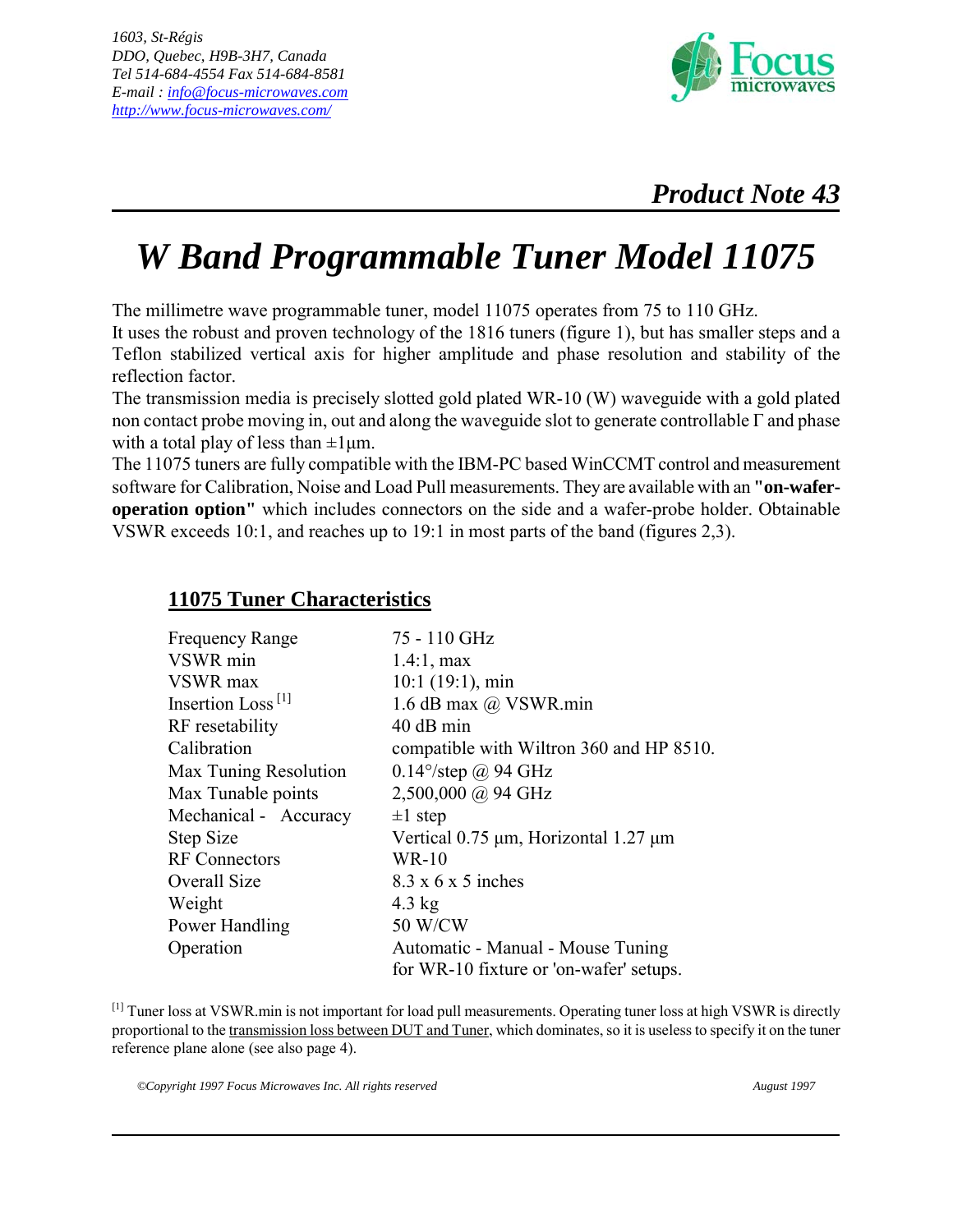*1603, St-Régis*
*DDO, Quebec, H9B-3H7, Canada*
*Tel 514-684-4554 Fax 514-684-8581*
*E-mail : info@focus-microwaves.com*
*http://www.focus-microwaves.com/*

Focus microwaves

## *Product Note 43*

# *W Band Programmable Tuner Model 11075*

The millimetre wave programmable tuner, model 11075 operates from 75 to 110 GHz.
It uses the robust and proven technology of the 1816 tuners (figure 1), but has smaller steps and a Teflon stabilized vertical axis for higher amplitude and phase resolution and stability of the reflection factor.
The transmission media is precisely slotted gold plated WR-10 (W) waveguide with a gold plated non contact probe moving in, out and along the waveguide slot to generate controllable Γ and phase with a total play of less than ±1µm.
The 11075 tuners are fully compatible with the IBM-PC based WinCCMT control and measurement software for Calibration, Noise and Load Pull measurements. They are available with an **"on-wafer-operation option"** which includes connectors on the side and a wafer-probe holder. Obtainable VSWR exceeds 10:1, and reaches up to 19:1 in most parts of the band (figures 2,3).

## 11075 Tuner Characteristics

| | |
|---|---|
| Frequency Range | 75 - 110 GHz |
| VSWR min | 1.4:1, max |
| VSWR max | 10:1 (19:1), min |
| Insertion Loss [1] | 1.6 dB max @ VSWR.min |
| RF resetability | 40 dB min |
| Calibration | compatible with Wiltron 360 and HP 8510. |
| Max Tuning Resolution | 0.14°/step @ 94 GHz |
| Max Tunable points | 2,500,000 @ 94 GHz |
| Mechanical - Accuracy | ±1 step |
| Step Size | Vertical 0.75 µm, Horizontal 1.27 µm |
| RF Connectors | WR-10 |
| Overall Size | 8.3 x 6 x 5 inches |
| Weight | 4.3 kg |
| Power Handling | 50 W/CW |
| Operation | Automatic - Manual - Mouse Tuning for WR-10 fixture or 'on-wafer' setups. |

[1] Tuner loss at VSWR.min is not important for load pull measurements. Operating tuner loss at high VSWR is directly proportional to the transmission loss between DUT and Tuner, which dominates, so it is useless to specify it on the tuner reference plane alone (see also page 4).

*©Copyright 1997 Focus Microwaves Inc. All rights reserved* *August 1997*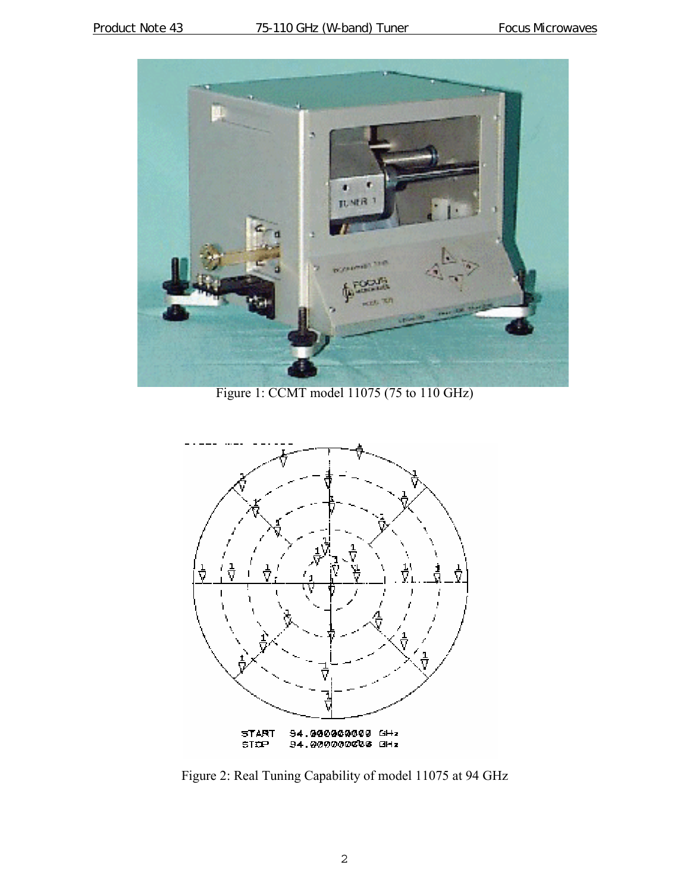Figure 1: CCMT model 11075 (75 to 110 GHz)

START 94.000000000 GHz
STOP 94.000000000 GHz

Figure 2: Real Tuning Capability of model 11075 at 94 GHz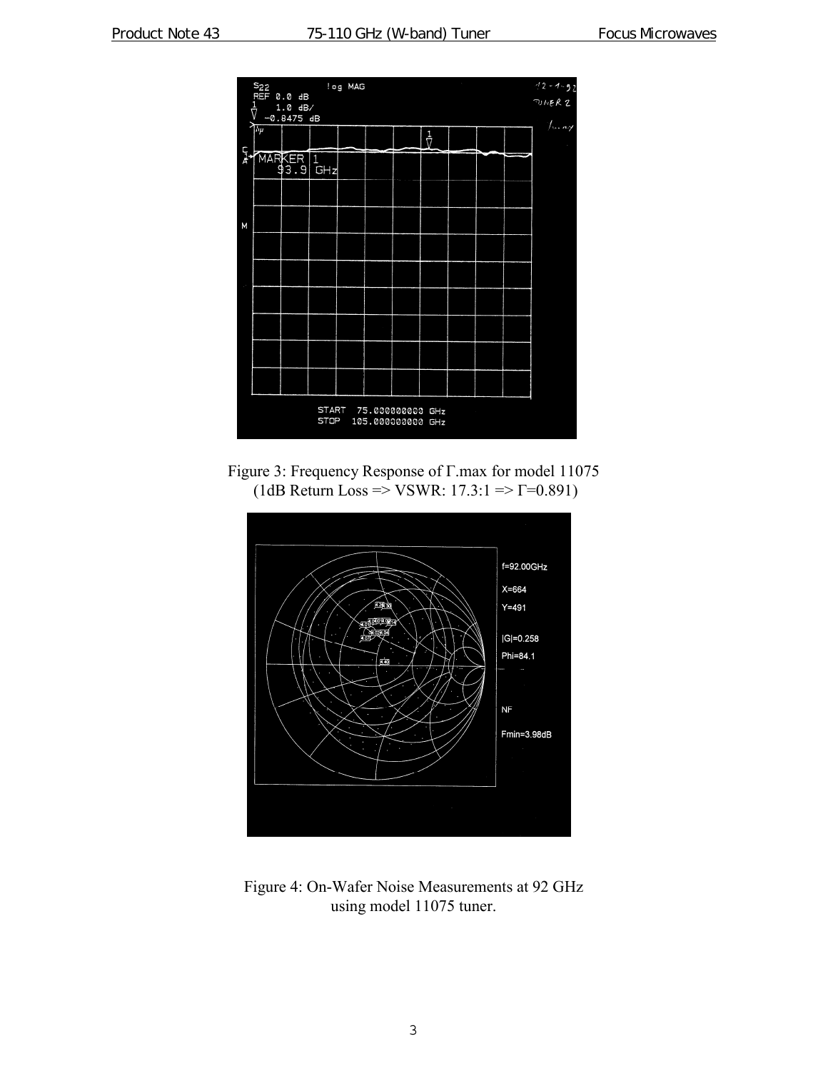Figure 3: Frequency Response of Γ.max for model 11075
(1dB Return Loss => VSWR: 17.3:1 => Γ=0.891)

Figure 4: On-Wafer Noise Measurements at 92 GHz
using model 11075 tuner.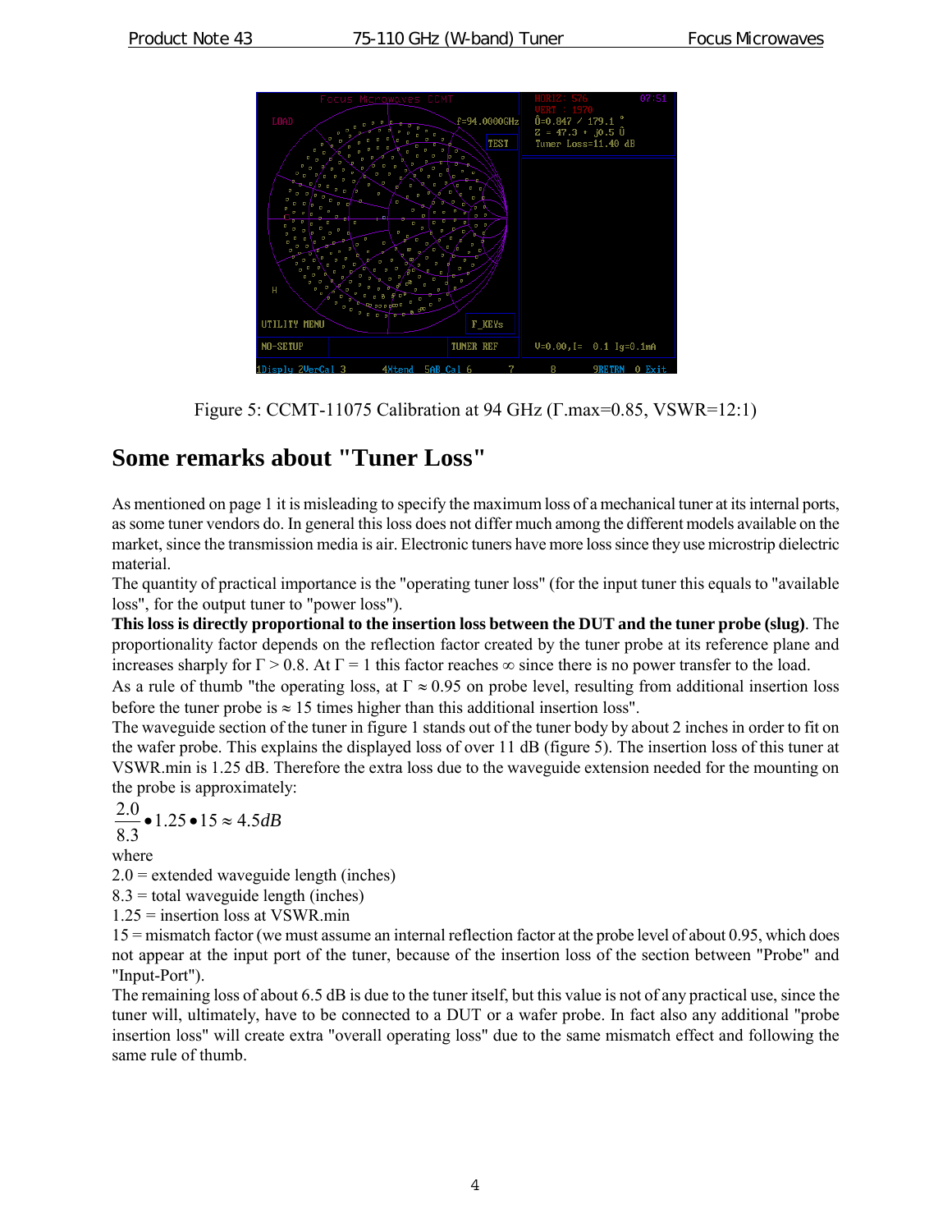Figure 5: CCMT-11075 Calibration at 94 GHz (Γ.max=0.85, VSWR=12:1)

## Some remarks about "Tuner Loss"

As mentioned on page 1 it is misleading to specify the maximum loss of a mechanical tuner at its internal ports, as some tuner vendors do. In general this loss does not differ much among the different models available on the market, since the transmission media is air. Electronic tuners have more loss since they use microstrip dielectric material.

The quantity of practical importance is the "operating tuner loss" (for the input tuner this equals to "available loss", for the output tuner to "power loss").

**This loss is directly proportional to the insertion loss between the DUT and the tuner probe (slug)**. The proportionality factor depends on the reflection factor created by the tuner probe at its reference plane and increases sharply for $\Gamma > 0.8$. At $\Gamma = 1$ this factor reaches $\infty$ since there is no power transfer to the load.

As a rule of thumb "the operating loss, at $\Gamma \approx 0.95$ on probe level, resulting from additional insertion loss before the tuner probe is $\approx$ 15 times higher than this additional insertion loss".

The waveguide section of the tuner in figure 1 stands out of the tuner body by about 2 inches in order to fit on the wafer probe. This explains the displayed loss of over 11 dB (figure 5). The insertion loss of this tuner at VSWR.min is 1.25 dB. Therefore the extra loss due to the waveguide extension needed for the mounting on the probe is approximately:

$$\frac{2.0}{8.3} \bullet 1.25 \bullet 15 \approx 4.5dB$$

where

2.0 = extended waveguide length (inches)

8.3 = total waveguide length (inches)

1.25 = insertion loss at VSWR.min

15 = mismatch factor (we must assume an internal reflection factor at the probe level of about 0.95, which does not appear at the input port of the tuner, because of the insertion loss of the section between "Probe" and "Input-Port").

The remaining loss of about 6.5 dB is due to the tuner itself, but this value is not of any practical use, since the tuner will, ultimately, have to be connected to a DUT or a wafer probe. In fact also any additional "probe insertion loss" will create extra "overall operating loss" due to the same mismatch effect and following the same rule of thumb.